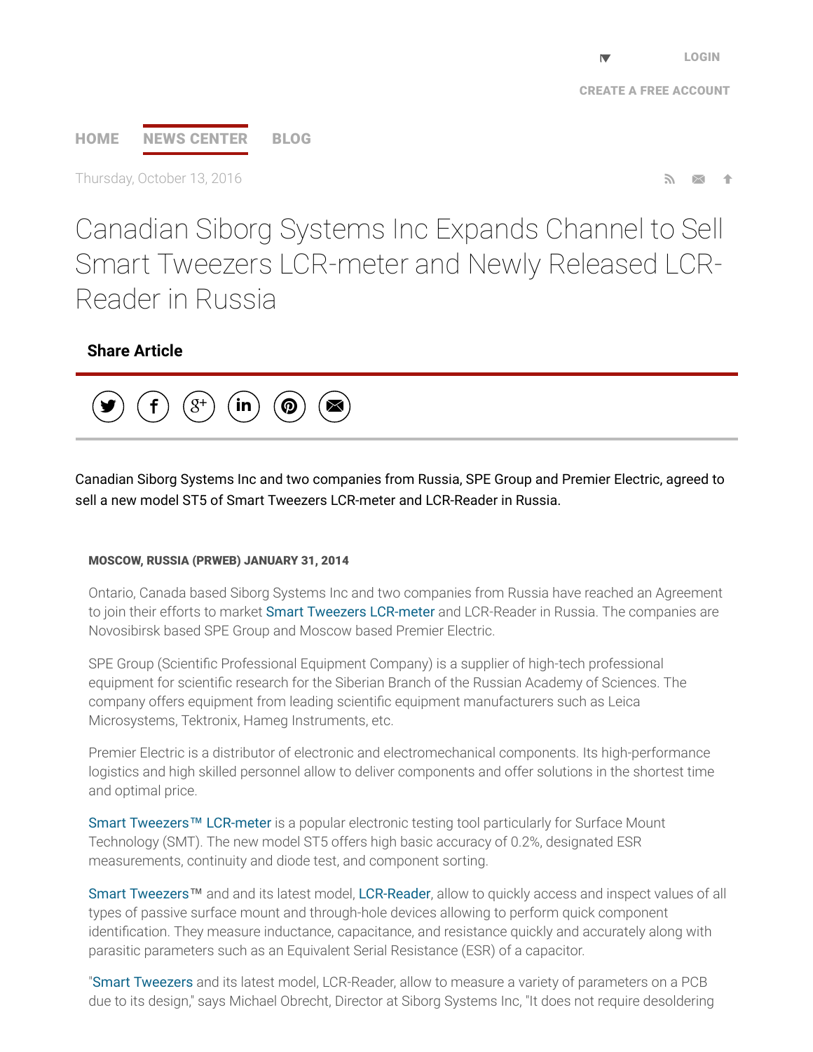# Canadian Siborg Systems Inc Expands Channel to Sell Smart Tweezers LCR-meter and Newly Released LCR-Reader in Russia

Canadian Siborg Systems Inc and two companies from Russia, SPE Group and Premier Electric, agreed to sell a new model ST5 of Smart Tweezers LCR-meter and LCR-Reader in Russia.

**MOSCOW, RUSSIA (PRWEB) JANUARY 31, 2014**

Ontario, Canada based Siborg Systems Inc and two companies from Russia have reached an Agreement to join their efforts to market Smart Tweezers LCR-meter and LCR-Reader in Russia. The companies are Novosibirsk based SPE Group and Moscow based Premier Electric.

SPE Group (Scientific Professional Equipment Company) is a supplier of high-tech professional equipment for scientific research for the Siberian Branch of the Russian Academy of Sciences. The company offers equipment from leading scientific equipment manufacturers such as Leica Microsystems, Tektronix, Hameg Instruments, etc.

Premier Electric is a distributor of electronic and electromechanical components. Its high-performance logistics and high skilled personnel allow to deliver components and offer solutions in the shortest time and optimal price.

Smart Tweezers™ LCR-meter is a popular electronic testing tool particularly for Surface Mount Technology (SMT). The new model ST5 offers high basic accuracy of 0.2%, designated ESR measurements, continuity and diode test, and component sorting.

Smart Tweezers™ and and its latest model, LCR-Reader, allow to quickly access and inspect values of all types of passive surface mount and through-hole devices allowing to perform quick component identification. They measure inductance, capacitance, and resistance quickly and accurately along with parasitic parameters such as an Equivalent Serial Resistance (ESR) of a capacitor.

"Smart Tweezers and its latest model, LCR-Reader, allow to measure a variety of parameters on a PCB due to its design," says Michael Obrecht, Director at Siborg Systems Inc, "It does not require desoldering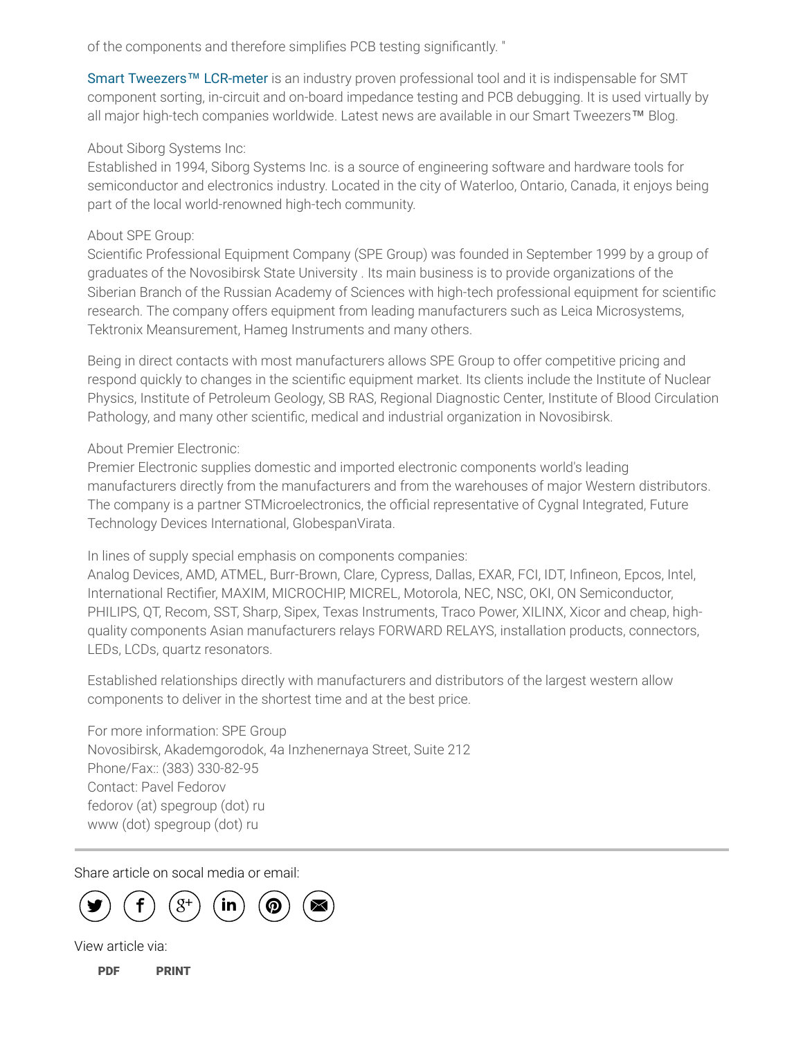of the components and therefore simplifies PCB testing significantly. "

Smart Tweezers™ LCR-meter is an industry proven professional tool and it is indispensable for SMT component sorting, in-circuit and on-board impedance testing and PCB debugging. It is used virtually by all major high-tech companies worldwide. Latest news are available in our Smart Tweezers™ Blog.

About Siborg Systems Inc:
Established in 1994, Siborg Systems Inc. is a source of engineering software and hardware tools for semiconductor and electronics industry. Located in the city of Waterloo, Ontario, Canada, it enjoys being part of the local world-renowned high-tech community.

About SPE Group:
Scientific Professional Equipment Company (SPE Group) was founded in September 1999 by a group of graduates of the Novosibirsk State University . Its main business is to provide organizations of the Siberian Branch of the Russian Academy of Sciences with high-tech professional equipment for scientific research. The company offers equipment from leading manufacturers such as Leica Microsystems, Tektronix Meansurement, Hameg Instruments and many others.

Being in direct contacts with most manufacturers allows SPE Group to offer competitive pricing and respond quickly to changes in the scientific equipment market. Its clients include the Institute of Nuclear Physics, Institute of Petroleum Geology, SB RAS, Regional Diagnostic Center, Institute of Blood Circulation Pathology, and many other scientific, medical and industrial organization in Novosibirsk.

About Premier Electronic:
Premier Electronic supplies domestic and imported electronic components world's leading manufacturers directly from the manufacturers and from the warehouses of major Western distributors. The company is a partner STMicroelectronics, the official representative of Cygnal Integrated, Future Technology Devices International, GlobespanVirata.

In lines of supply special emphasis on components companies:
Analog Devices, AMD, ATMEL, Burr-Brown, Clare, Cypress, Dallas, EXAR, FCI, IDT, Infineon, Epcos, Intel, International Rectifier, MAXIM, MICROCHIP, MICREL, Motorola, NEC, NSC, OKI, ON Semiconductor, PHILIPS, QT, Recom, SST, Sharp, Sipex, Texas Instruments, Traco Power, XILINX, Xicor and cheap, high-quality components Asian manufacturers relays FORWARD RELAYS, installation products, connectors, LEDs, LCDs, quartz resonators.

Established relationships directly with manufacturers and distributors of the largest western allow components to deliver in the shortest time and at the best price.

For more information: SPE Group
Novosibirsk, Akademgorodok, 4a Inzhenernaya Street, Suite 212
Phone/Fax:: (383) 330-82-95
Contact: Pavel Fedorov
fedorov (at) spegroup (dot) ru
www (dot) spegroup (dot) ru

---

Share article on socal media or email:

View article via:

**PDF** **PRINT**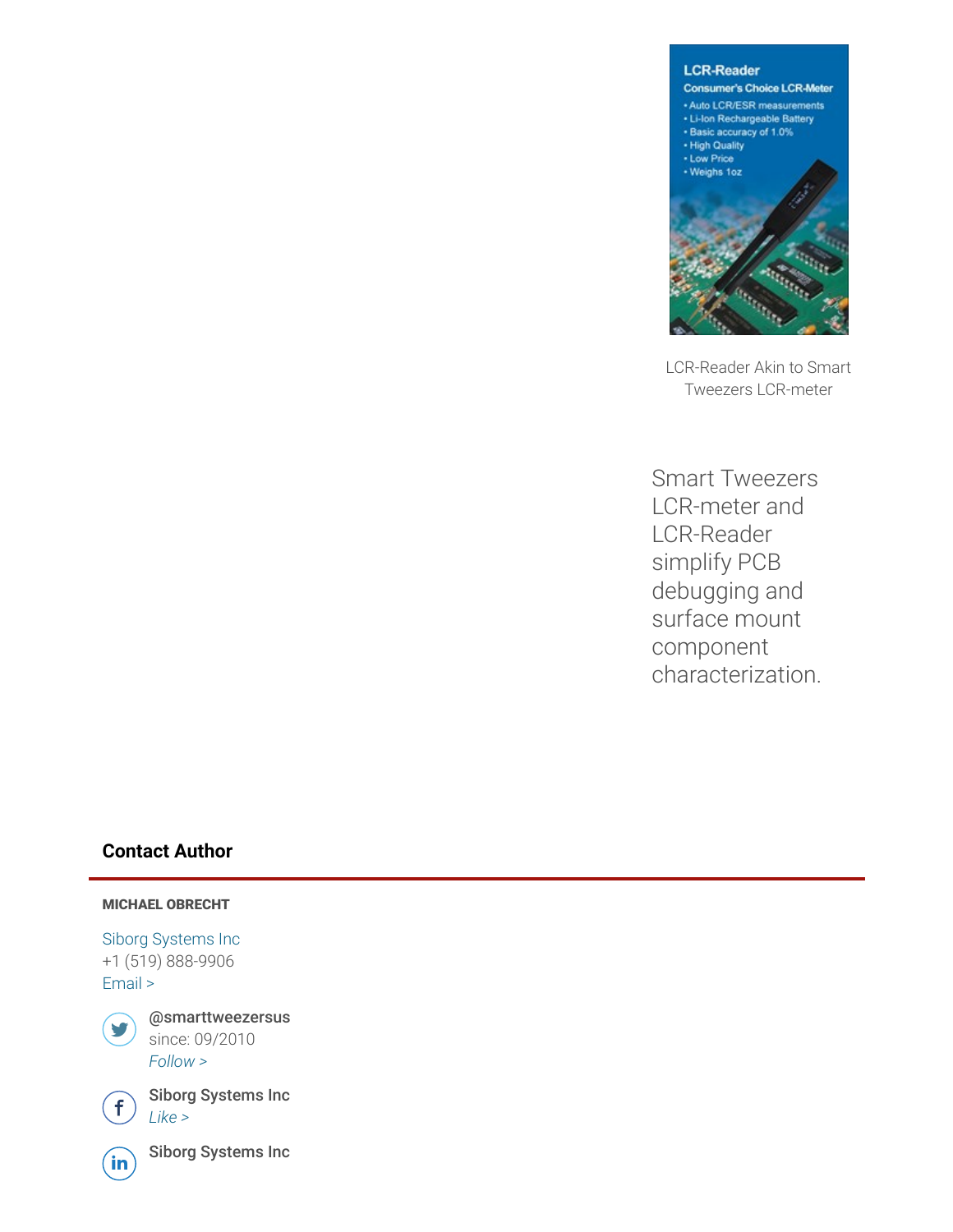LCR-Reader Akin to Smart Tweezers LCR-meter

Smart Tweezers LCR-meter and LCR-Reader simplify PCB debugging and surface mount component characterization.

## Contact Author

**MICHAEL OBRECHT**

Siborg Systems Inc
+1 (519) 888-9906
Email >

@smarttweezersus
since: 09/2010
*Follow >*

Siborg Systems Inc
*Like >*

Siborg Systems Inc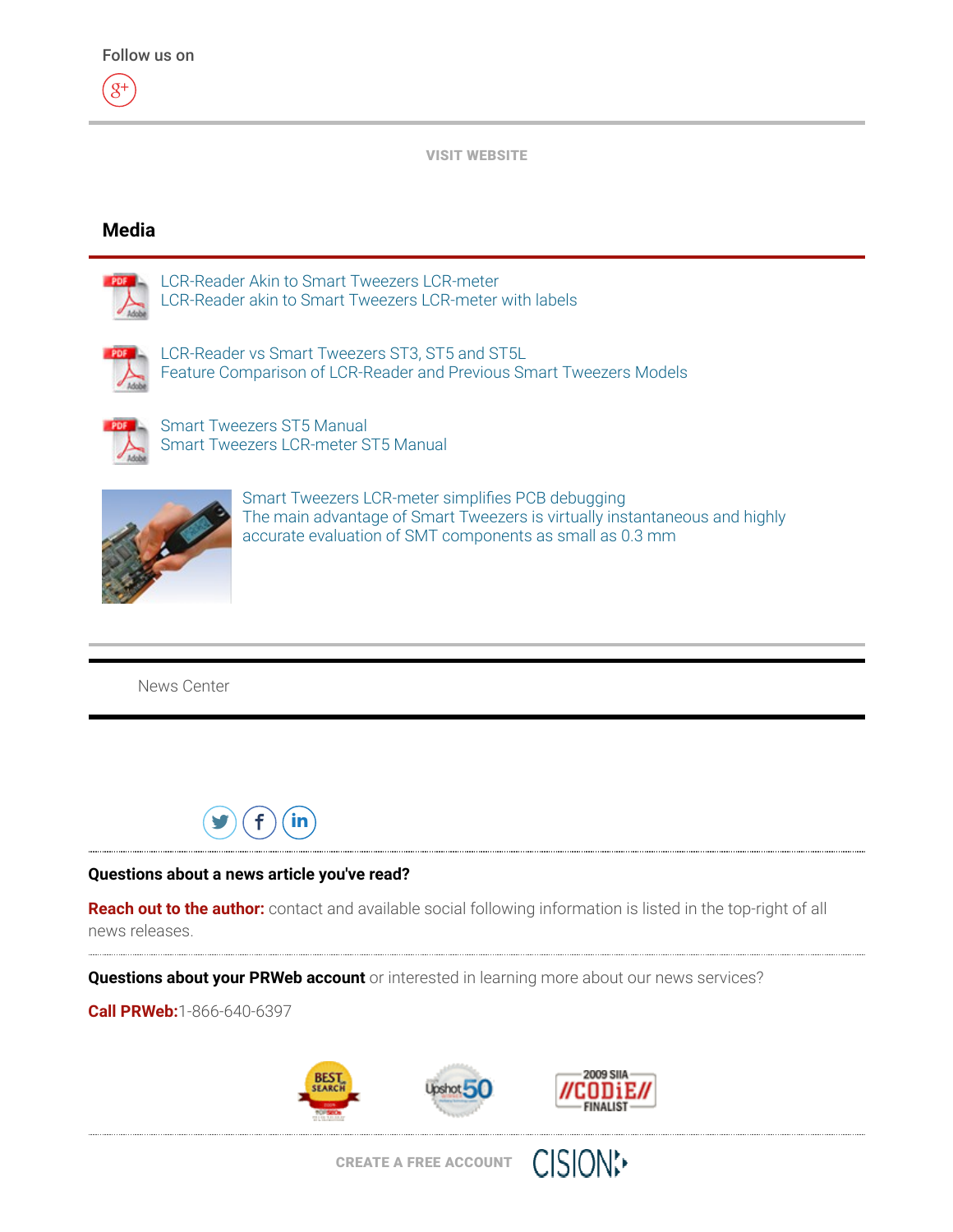Follow us on

VISIT WEBSITE

## Media

LCR-Reader Akin to Smart Tweezers LCR-meter
LCR-Reader akin to Smart Tweezers LCR-meter with labels

LCR-Reader vs Smart Tweezers ST3, ST5 and ST5L
Feature Comparison of LCR-Reader and Previous Smart Tweezers Models

Smart Tweezers ST5 Manual
Smart Tweezers LCR-meter ST5 Manual

Smart Tweezers LCR-meter simplifies PCB debugging
The main advantage of Smart Tweezers is virtually instantaneous and highly accurate evaluation of SMT components as small as 0.3 mm

News Center

**Questions about a news article you've read?**

**Reach out to the author:** contact and available social following information is listed in the top-right of all news releases.

**Questions about your PRWeb account** or interested in learning more about our news services?

**Call PRWeb:**1-866-640-6397

CREATE A FREE ACCOUNT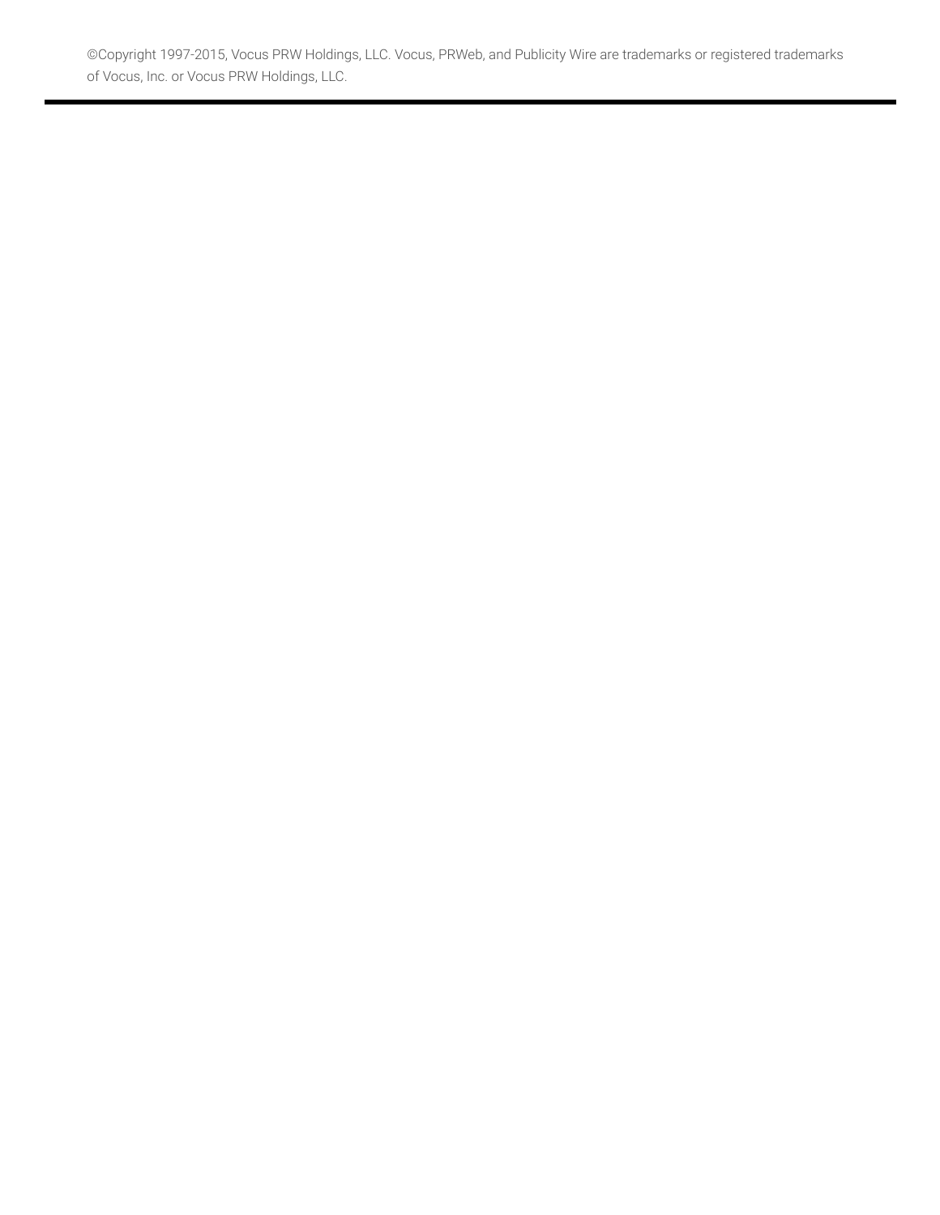©Copyright 1997-2015, Vocus PRW Holdings, LLC. Vocus, PRWeb, and Publicity Wire are trademarks or registered trademarks of Vocus, Inc. or Vocus PRW Holdings, LLC.